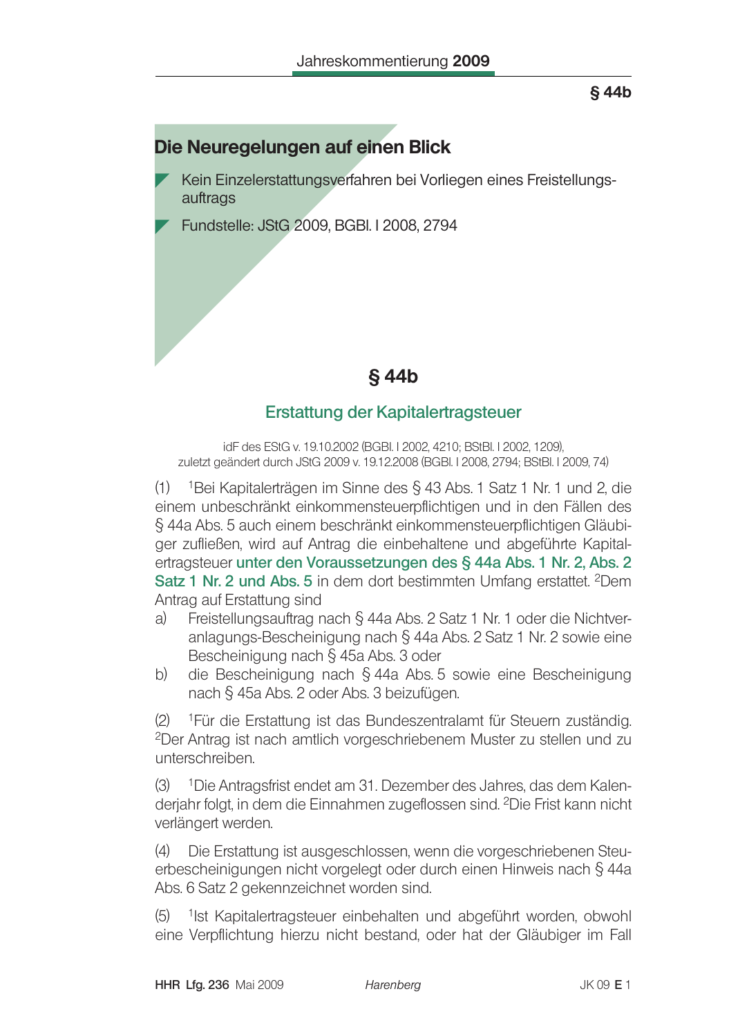§ 44b

## Die Neuregelungen auf einen Blick

- Kein Einzelerstattungsverfahren bei Vorliegen eines Freistellungsauftrags
- Fundstelle: JStG 2009, BGBl. I 2008, 2794

# § 44b

## Erstattung der Kapitalertragsteuer

idF des EStG v. 19.10.2002 (BGBl. I 2002, 4210; BStBl. I 2002, 1209),
zuletzt geändert durch JStG 2009 v. 19.12.2008 (BGBl. I 2008, 2794; BStBl. I 2009, 74)

(1) [1]Bei Kapitalerträgen im Sinne des § 43 Abs. 1 Satz 1 Nr. 1 und 2, die einem unbeschränkt einkommensteuerpflichtigen und in den Fällen des § 44a Abs. 5 auch einem beschränkt einkommensteuerpflichtigen Gläubiger zufließen, wird auf Antrag die einbehaltene und abgeführte Kapitalertragsteuer **unter den Voraussetzungen des § 44a Abs. 1 Nr. 2, Abs. 2 Satz 1 Nr. 2 und Abs. 5** in dem dort bestimmten Umfang erstattet. [2]Dem Antrag auf Erstattung sind

a) Freistellungsauftrag nach § 44a Abs. 2 Satz 1 Nr. 1 oder die Nichtveranlagungs-Bescheinigung nach § 44a Abs. 2 Satz 1 Nr. 2 sowie eine Bescheinigung nach § 45a Abs. 3 oder

b) die Bescheinigung nach § 44a Abs. 5 sowie eine Bescheinigung nach § 45a Abs. 2 oder Abs. 3 beizufügen.

(2) [1]Für die Erstattung ist das Bundeszentralamt für Steuern zuständig. [2]Der Antrag ist nach amtlich vorgeschriebenem Muster zu stellen und zu unterschreiben.

(3) [1]Die Antragsfrist endet am 31. Dezember des Jahres, das dem Kalenderjahr folgt, in dem die Einnahmen zugeflossen sind. [2]Die Frist kann nicht verlängert werden.

(4) Die Erstattung ist ausgeschlossen, wenn die vorgeschriebenen Steuerbescheinigungen nicht vorgelegt oder durch einen Hinweis nach § 44a Abs. 6 Satz 2 gekennzeichnet worden sind.

(5) [1]Ist Kapitalertragsteuer einbehalten und abgeführt worden, obwohl eine Verpflichtung hierzu nicht bestand, oder hat der Gläubiger im Fall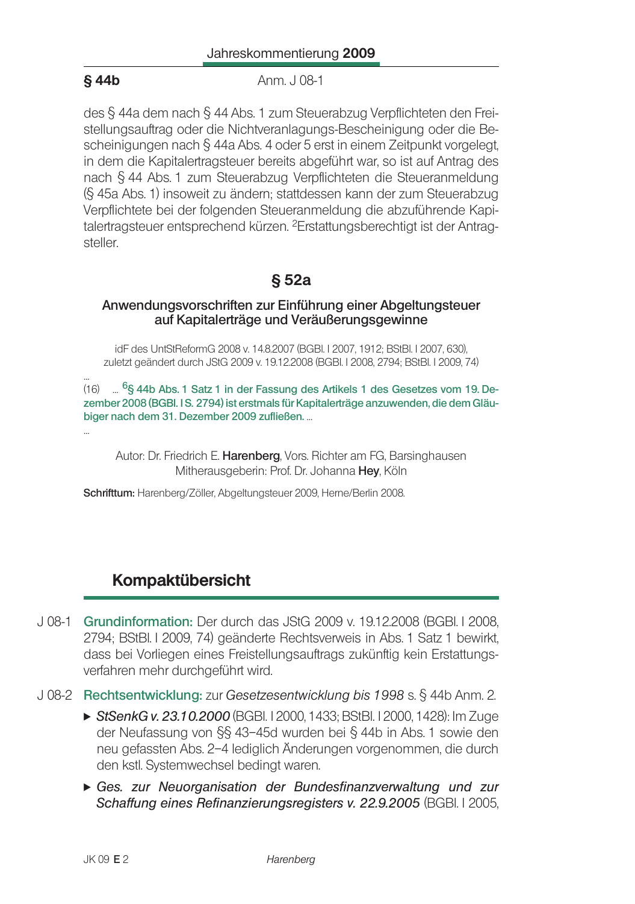des § 44a dem nach § 44 Abs. 1 zum Steuerabzug Verpflichteten den Freistellungsauftrag oder die Nichtveranlagungs-Bescheinigung oder die Bescheinigungen nach § 44a Abs. 4 oder 5 erst in einem Zeitpunkt vorgelegt, in dem die Kapitalertragsteuer bereits abgeführt war, so ist auf Antrag des nach § 44 Abs. 1 zum Steuerabzug Verpflichteten die Steueranmeldung (§ 45a Abs. 1) insoweit zu ändern; stattdessen kann der zum Steuerabzug Verpflichtete bei der folgenden Steueranmeldung die abzuführende Kapitalertragsteuer entsprechend kürzen. [2]Erstattungsberechtigt ist der Antragsteller.

## § 52a

### Anwendungsvorschriften zur Einführung einer Abgeltungsteuer auf Kapitalerträge und Veräußerungsgewinne

idF des UntStReformG 2008 v. 14.8.2007 (BGBl. I 2007, 1912; BStBl. I 2007, 630), zuletzt geändert durch JStG 2009 v. 19.12.2008 (BGBl. I 2008, 2794; BStBl. I 2009, 74)

...

(16) ... [6]**§ 44b Abs. 1 Satz 1 in der Fassung des Artikels 1 des Gesetzes vom 19. Dezember 2008 (BGBl. I S. 2794) ist erstmals für Kapitalerträge anzuwenden, die dem Gläubiger nach dem 31. Dezember 2009 zufließen.** ...

...

Autor: Dr. Friedrich E. **Harenberg**, Vors. Richter am FG, Barsinghausen
Mitherausgeberin: Prof. Dr. Johanna **Hey**, Köln

**Schrifttum:** Harenberg/Zöller, Abgeltungsteuer 2009, Herne/Berlin 2008.

## Kompaktübersicht

J 08-1 **Grundinformation:** Der durch das JStG 2009 v. 19.12.2008 (BGBl. I 2008, 2794; BStBl. I 2009, 74) geänderte Rechtsverweis in Abs. 1 Satz 1 bewirkt, dass bei Vorliegen eines Freistellungsauftrags zukünftig kein Erstattungsverfahren mehr durchgeführt wird.

J 08-2 **Rechtsentwicklung:** zur *Gesetzesentwicklung bis 1998* s. § 44b Anm. 2.

- *StSenkG v. 23.10.2000* (BGBl. I 2000, 1433; BStBl. I 2000, 1428): Im Zuge der Neufassung von §§ 43–45d wurden bei § 44b in Abs. 1 sowie den neu gefassten Abs. 2–4 lediglich Änderungen vorgenommen, die durch den kstl. Systemwechsel bedingt waren.
- *Ges. zur Neuorganisation der Bundesfinanzverwaltung und zur Schaffung eines Refinanzierungsregisters v. 22.9.2005* (BGBl. I 2005,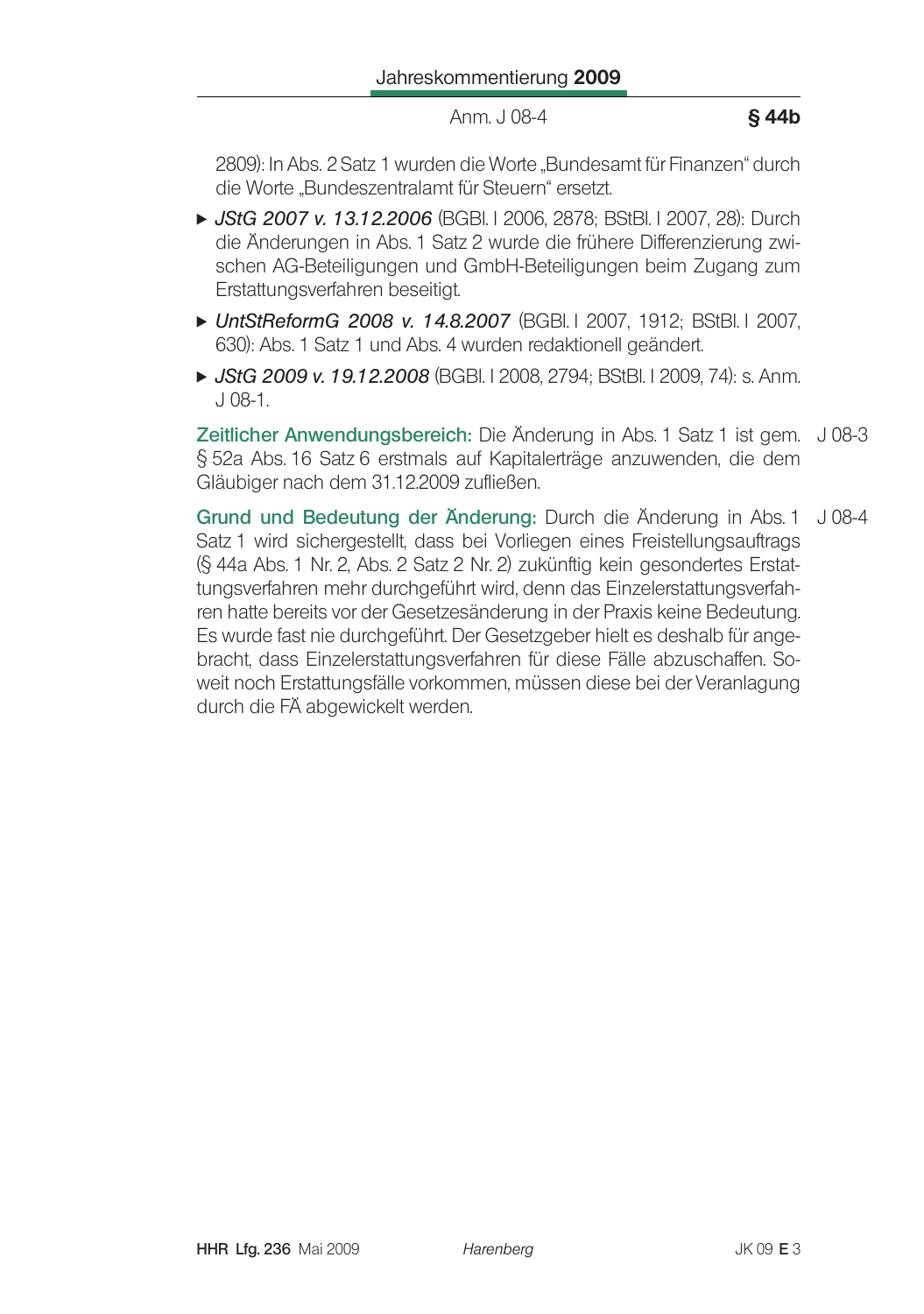2809): In Abs. 2 Satz 1 wurden die Worte „Bundesamt für Finanzen" durch die Worte „Bundeszentralamt für Steuern" ersetzt.

- *JStG 2007 v. 13.12.2006* (BGBl. I 2006, 2878; BStBl. I 2007, 28): Durch die Änderungen in Abs. 1 Satz 2 wurde die frühere Differenzierung zwischen AG-Beteiligungen und GmbH-Beteiligungen beim Zugang zum Erstattungsverfahren beseitigt.
- *UntStReformG 2008 v. 14.8.2007* (BGBl. I 2007, 1912; BStBl. I 2007, 630): Abs. 1 Satz 1 und Abs. 4 wurden redaktionell geändert.
- *JStG 2009 v. 19.12.2008* (BGBl. I 2008, 2794; BStBl. I 2009, 74): s. Anm. J 08-1.

**Zeitlicher Anwendungsbereich:** Die Änderung in Abs. 1 Satz 1 ist gem. § 52a Abs. 16 Satz 6 erstmals auf Kapitalerträge anzuwenden, die dem Gläubiger nach dem 31.12.2009 zufließen. J 08-3

**Grund und Bedeutung der Änderung:** Durch die Änderung in Abs. 1 Satz 1 wird sichergestellt, dass bei Vorliegen eines Freistellungsauftrags (§ 44a Abs. 1 Nr. 2, Abs. 2 Satz 2 Nr. 2) zukünftig kein gesondertes Erstattungsverfahren mehr durchgeführt wird, denn das Einzelerstattungsverfahren hatte bereits vor der Gesetzesänderung in der Praxis keine Bedeutung. Es wurde fast nie durchgeführt. Der Gesetzgeber hielt es deshalb für angebracht, dass Einzelerstattungsverfahren für diese Fälle abzuschaffen. Soweit noch Erstattungsfälle vorkommen, müssen diese bei der Veranlagung durch die FÄ abgewickelt werden. J 08-4